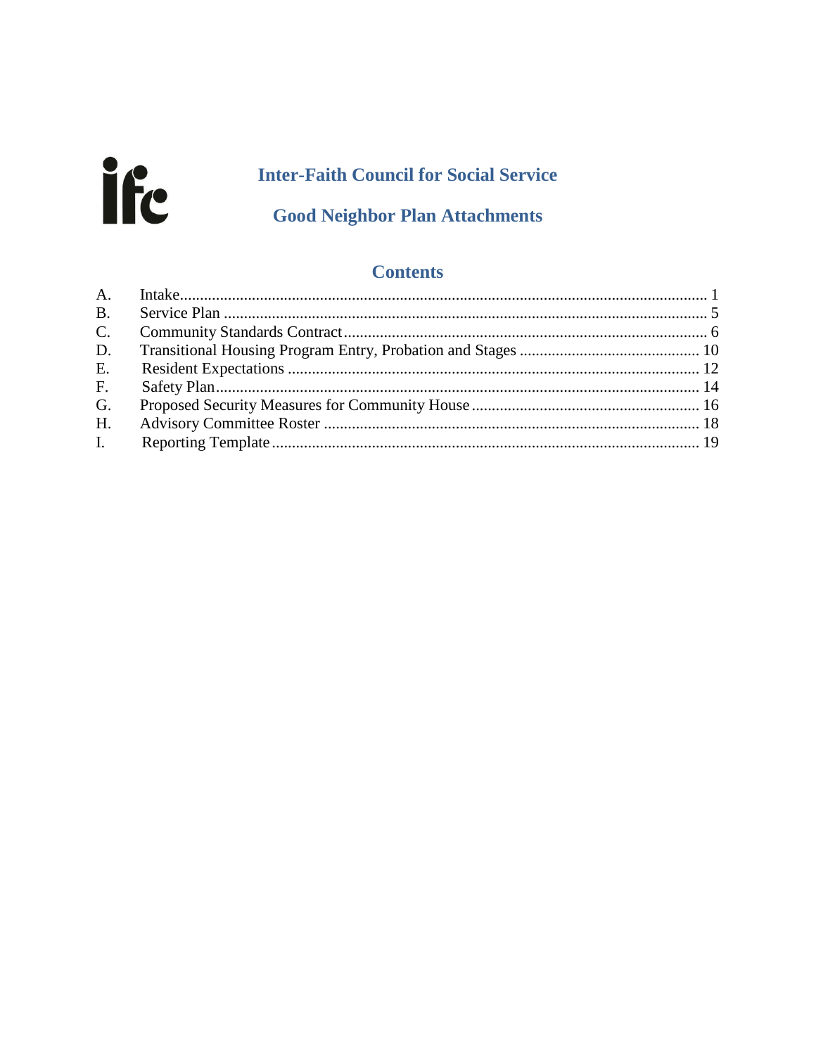ifc

# Inter-Faith Council for Social Service

## Good Neighbor Plan Attachments

### Contents

A. Intake .......... 1
B. Service Plan .......... 5
C. Community Standards Contract .......... 6
D. Transitional Housing Program Entry, Probation and Stages .......... 10
E. Resident Expectations .......... 12
F. Safety Plan .......... 14
G. Proposed Security Measures for Community House .......... 16
H. Advisory Committee Roster .......... 18
I. Reporting Template .......... 19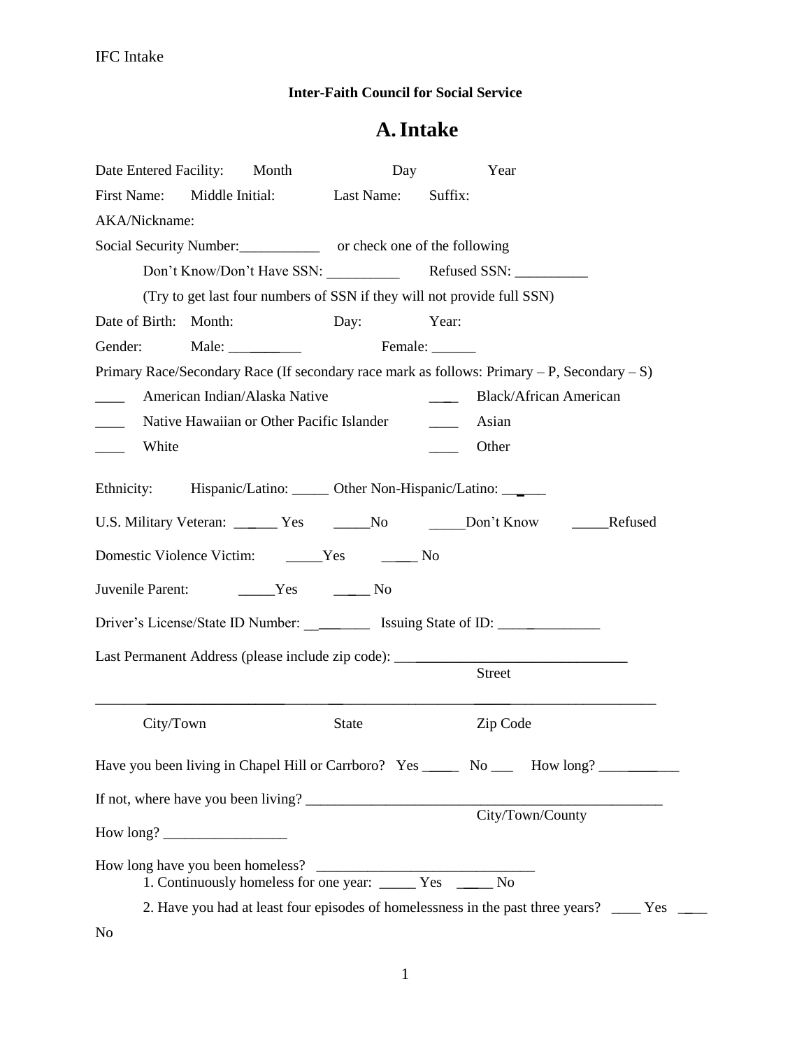**Inter-Faith Council for Social Service**

# A. Intake

Date Entered Facility: Month Day Year

First Name: Middle Initial: Last Name: Suffix:

AKA/Nickname:

Social Security Number:___________ or check one of the following

Don't Know/Don't Have SSN: __________ Refused SSN: __________

(Try to get last four numbers of SSN if they will not provide full SSN)

Date of Birth: Month: Day: Year:

Gender: Male: __________ Female: ______

Primary Race/Secondary Race (If secondary race mark as follows: Primary – P, Secondary – S)

____ American Indian/Alaska Native ____ Black/African American

____ Native Hawaiian or Other Pacific Islander ____ Asian

____ White ____ Other

Ethnicity: Hispanic/Latino: _____ Other Non-Hispanic/Latino: _____

U.S. Military Veteran: ______ Yes _____No _____Don't Know _____Refused

Domestic Violence Victim: _____Yes _____ No

Juvenile Parent: _____Yes _____ No

Driver's License/State ID Number: __________ Issuing State of ID: ______________

Last Permanent Address (please include zip code): ________________________________
Street

____________________________________________________________________________
City/Town State Zip Code

Have you been living in Chapel Hill or Carrboro? Yes _____ No ___ How long? ___________

If not, where have you been living? ____________________________________________________
City/Town/County

How long? _________________

How long have you been homeless? ______________________________

1. Continuously homeless for one year: _____ Yes _____ No

2. Have you had at least four episodes of homelessness in the past three years? ____ Yes ____ No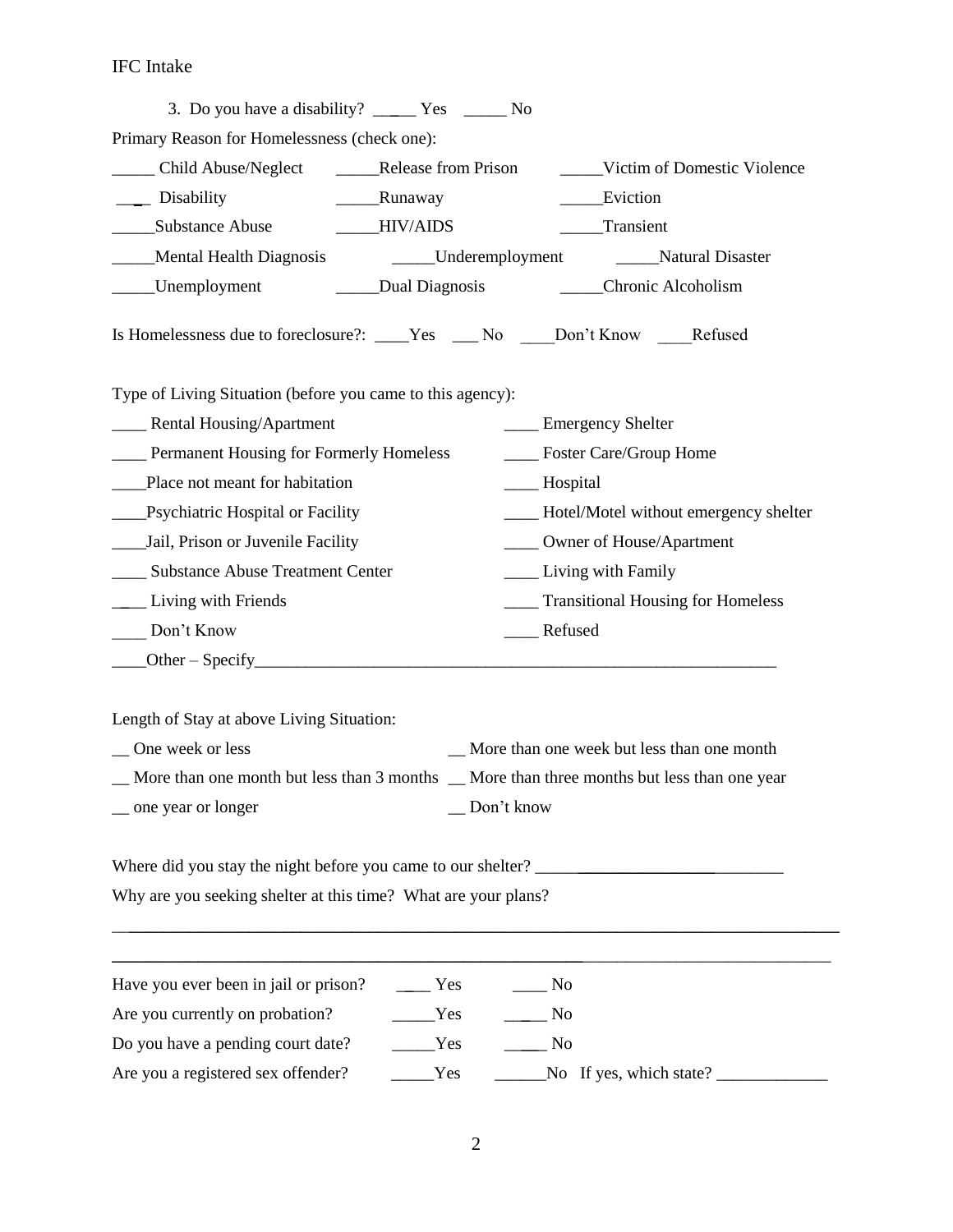3. Do you have a disability? _____ Yes _____ No

Primary Reason for Homelessness (check one):

_____ Child Abuse/Neglect _____Release from Prison _____Victim of Domestic Violence

_____ Disability _____Runaway _____Eviction

_____Substance Abuse _____HIV/AIDS _____Transient

_____Mental Health Diagnosis _____Underemployment _____Natural Disaster

_____Unemployment _____Dual Diagnosis _____Chronic Alcoholism

Is Homelessness due to foreclosure?: ____Yes ___ No ____Don't Know ____Refused

Type of Living Situation (before you came to this agency):

____ Rental Housing/Apartment ____ Emergency Shelter

____ Permanent Housing for Formerly Homeless ____ Foster Care/Group Home

____Place not meant for habitation ____ Hospital

____Psychiatric Hospital or Facility ____ Hotel/Motel without emergency shelter

____Jail, Prison or Juvenile Facility ____ Owner of House/Apartment

____ Substance Abuse Treatment Center ____ Living with Family

____ Living with Friends ____ Transitional Housing for Homeless

____ Don't Know ____ Refused

____Other – Specify_______________________________________________________________

Length of Stay at above Living Situation:

__ One week or less __ More than one week but less than one month

__ More than one month but less than 3 months __ More than three months but less than one year

__ one year or longer __ Don't know

Where did you stay the night before you came to our shelter? _________________________

Why are you seeking shelter at this time? What are your plans?

_______________________________________________________________________________

_______________________________________________________________________________

Have you ever been in jail or prison? ____ Yes ____ No

Are you currently on probation? _____Yes _____ No

Do you have a pending court date? _____Yes _____ No

Are you a registered sex offender? _____Yes ______No If yes, which state? _____________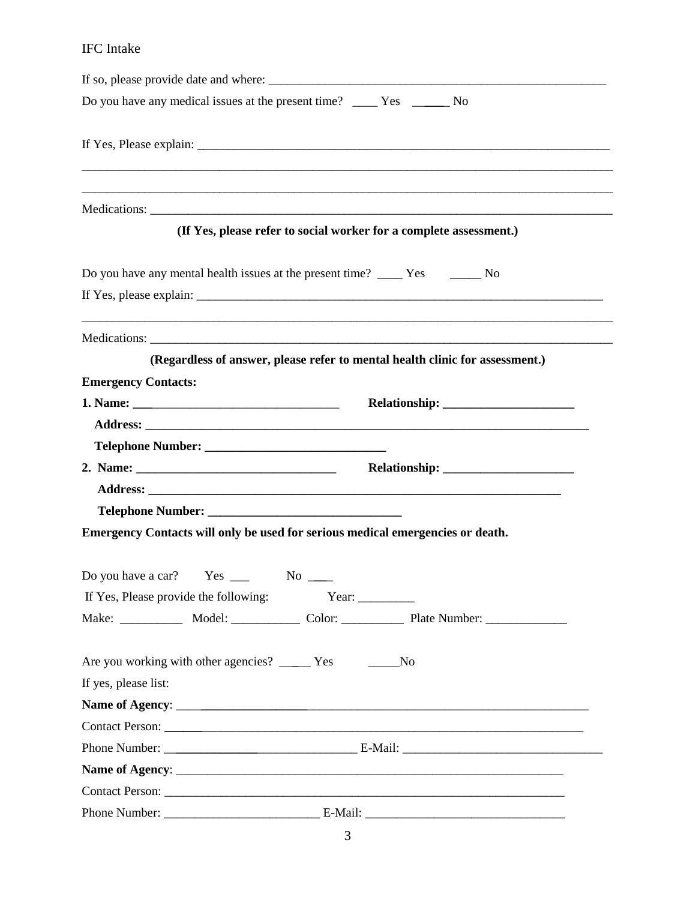If so, please provide date and where: ___________________________________________________________

Do you have any medical issues at the present time? ____ Yes ______ No

If Yes, Please explain: ______________________________________________________________________

_____________________________________________________________________________________________

_____________________________________________________________________________________________

Medications: _________________________________________________________________________________

**(If Yes, please refer to social worker for a complete assessment.)**

Do you have any mental health issues at the present time? ____ Yes _____ No

If Yes, please explain: _______________________________________________________________________

_____________________________________________________________________________________________

Medications: _________________________________________________________________________________

**(Regardless of answer, please refer to mental health clinic for assessment.)**

**Emergency Contacts:**

**1. Name: ________________________________ Relationship: _____________________**

**Address: ___________________________________________________________________________**

**Telephone Number: _____________________________**

**2. Name: ________________________________ Relationship: _____________________**

**Address: _____________________________________________________________________**

**Telephone Number: ______________________________**

**Emergency Contacts will only be used for serious medical emergencies or death.**

Do you have a car? Yes ___ No ____

If Yes, Please provide the following: Year: _________

Make: __________ Model: ___________ Color: __________ Plate Number: _____________

Are you working with other agencies? _____ Yes _____No

If yes, please list:

**Name of Agency**: ______________________________________________________________________

Contact Person: _______________________________________________________________________

Phone Number: _______________________________ E-Mail: ________________________________

**Name of Agency**: _________________________________________________________________

Contact Person: ___________________________________________________________________

Phone Number: _________________________ E-Mail: ________________________________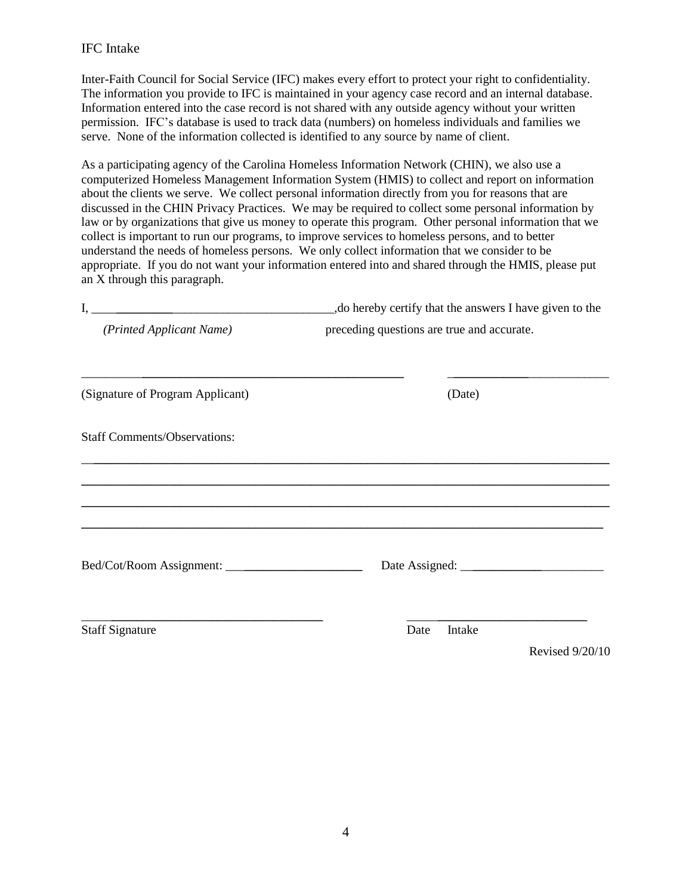IFC Intake

Inter-Faith Council for Social Service (IFC) makes every effort to protect your right to confidentiality. The information you provide to IFC is maintained in your agency case record and an internal database. Information entered into the case record is not shared with any outside agency without your written permission. IFC's database is used to track data (numbers) on homeless individuals and families we serve. None of the information collected is identified to any source by name of client.

As a participating agency of the Carolina Homeless Information Network (CHIN), we also use a computerized Homeless Management Information System (HMIS) to collect and report on information about the clients we serve. We collect personal information directly from you for reasons that are discussed in the CHIN Privacy Practices. We may be required to collect some personal information by law or by organizations that give us money to operate this program. Other personal information that we collect is important to run our programs, to improve services to homeless persons, and to better understand the needs of homeless persons. We only collect information that we consider to be appropriate. If you do not want your information entered into and shared through the HMIS, please put an X through this paragraph.

I, ______________________________________, do hereby certify that the answers I have given to the preceding questions are true and accurate.

*(Printed Applicant Name)*

______________________________________ ____________________

(Signature of Program Applicant) (Date)

Staff Comments/Observations:

______________________________________________________________________________

______________________________________________________________________________

______________________________________________________________________________

______________________________________________________________________________

Bed/Cot/Room Assignment: ____________________ Date Assigned: ____________________

______________________________________ ____________________

Staff Signature Date Intake

Revised 9/20/10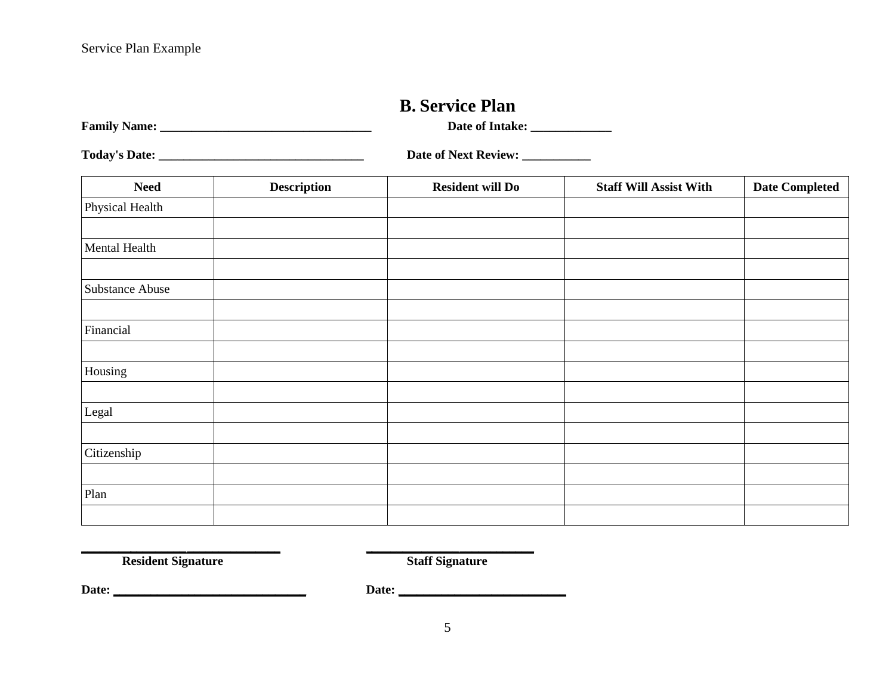Service Plan Example

# B. Service Plan

**Family Name: _________________________________** **Date of Intake: ____________**

**Today's Date: ________________________________** **Date of Next Review: __________**

| Need | Description | Resident will Do | Staff Will Assist With | Date Completed |
|---|---|---|---|---|
| Physical Health | | | | |
| | | | | |
| Mental Health | | | | |
| | | | | |
| Substance Abuse | | | | |
| | | | | |
| Financial | | | | |
| | | | | |
| Housing | | | | |
| | | | | |
| Legal | | | | |
| | | | | |
| Citizenship | | | | |
| | | | | |
| Plan | | | | |
| | | | | |

______________________________ ______________________________

**Resident Signature** **Staff Signature**

**Date:** ____________________________ **Date:** __________________________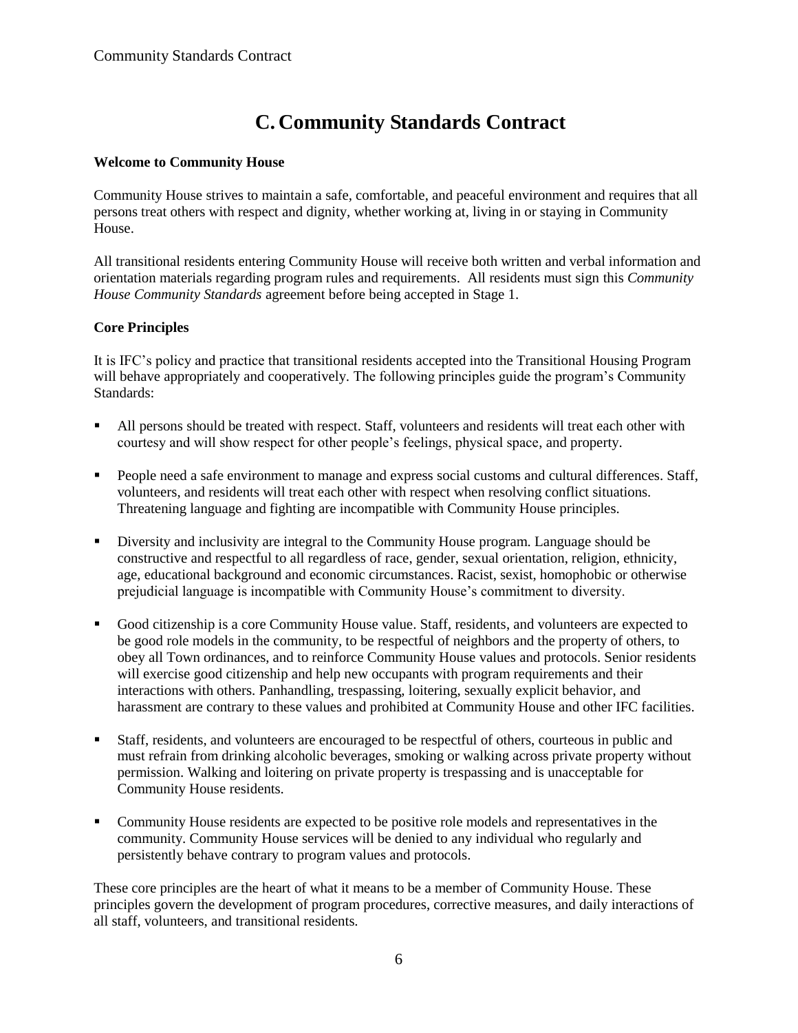# C. Community Standards Contract

**Welcome to Community House**

Community House strives to maintain a safe, comfortable, and peaceful environment and requires that all persons treat others with respect and dignity, whether working at, living in or staying in Community House.

All transitional residents entering Community House will receive both written and verbal information and orientation materials regarding program rules and requirements. All residents must sign this *Community House Community Standards* agreement before being accepted in Stage 1.

**Core Principles**

It is IFC's policy and practice that transitional residents accepted into the Transitional Housing Program will behave appropriately and cooperatively. The following principles guide the program's Community Standards:

- All persons should be treated with respect. Staff, volunteers and residents will treat each other with courtesy and will show respect for other people's feelings, physical space, and property.
- People need a safe environment to manage and express social customs and cultural differences. Staff, volunteers, and residents will treat each other with respect when resolving conflict situations. Threatening language and fighting are incompatible with Community House principles.
- Diversity and inclusivity are integral to the Community House program. Language should be constructive and respectful to all regardless of race, gender, sexual orientation, religion, ethnicity, age, educational background and economic circumstances. Racist, sexist, homophobic or otherwise prejudicial language is incompatible with Community House's commitment to diversity.
- Good citizenship is a core Community House value. Staff, residents, and volunteers are expected to be good role models in the community, to be respectful of neighbors and the property of others, to obey all Town ordinances, and to reinforce Community House values and protocols. Senior residents will exercise good citizenship and help new occupants with program requirements and their interactions with others. Panhandling, trespassing, loitering, sexually explicit behavior, and harassment are contrary to these values and prohibited at Community House and other IFC facilities.
- Staff, residents, and volunteers are encouraged to be respectful of others, courteous in public and must refrain from drinking alcoholic beverages, smoking or walking across private property without permission. Walking and loitering on private property is trespassing and is unacceptable for Community House residents.
- Community House residents are expected to be positive role models and representatives in the community. Community House services will be denied to any individual who regularly and persistently behave contrary to program values and protocols.

These core principles are the heart of what it means to be a member of Community House. These principles govern the development of program procedures, corrective measures, and daily interactions of all staff, volunteers, and transitional residents.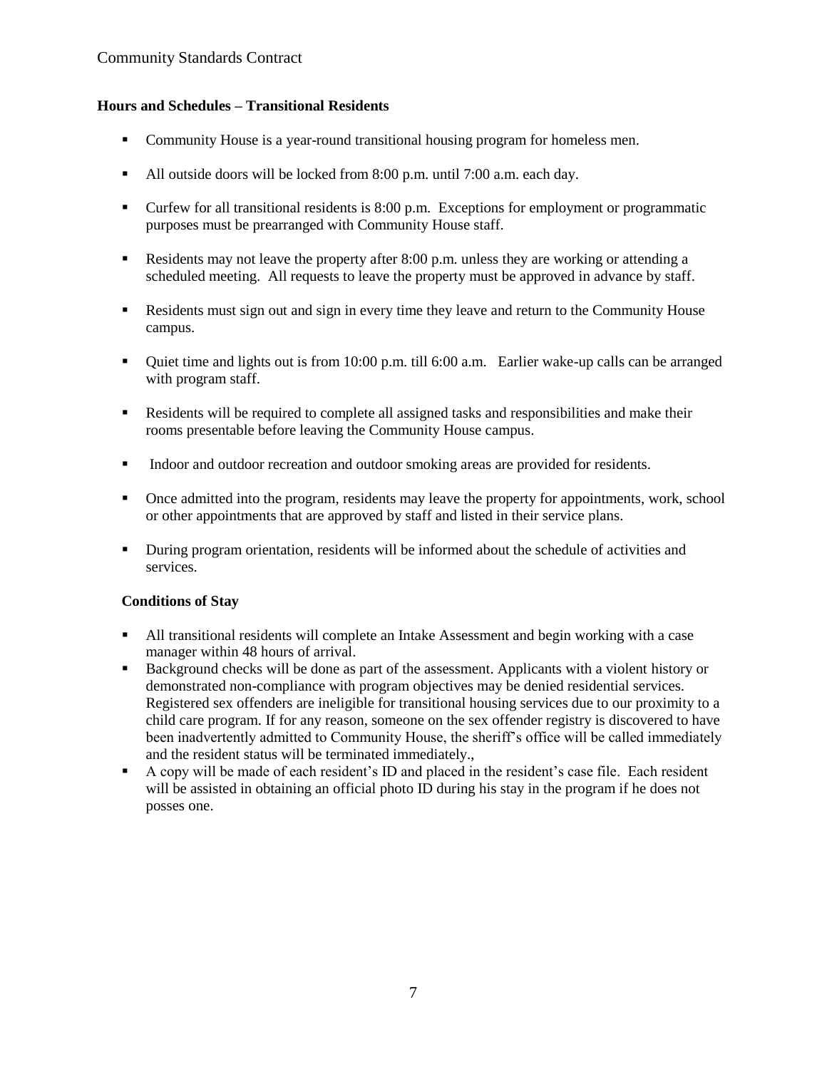### Hours and Schedules – Transitional Residents

- Community House is a year-round transitional housing program for homeless men.
- All outside doors will be locked from 8:00 p.m. until 7:00 a.m. each day.
- Curfew for all transitional residents is 8:00 p.m. Exceptions for employment or programmatic purposes must be prearranged with Community House staff.
- Residents may not leave the property after 8:00 p.m. unless they are working or attending a scheduled meeting. All requests to leave the property must be approved in advance by staff.
- Residents must sign out and sign in every time they leave and return to the Community House campus.
- Quiet time and lights out is from 10:00 p.m. till 6:00 a.m. Earlier wake-up calls can be arranged with program staff.
- Residents will be required to complete all assigned tasks and responsibilities and make their rooms presentable before leaving the Community House campus.
- Indoor and outdoor recreation and outdoor smoking areas are provided for residents.
- Once admitted into the program, residents may leave the property for appointments, work, school or other appointments that are approved by staff and listed in their service plans.
- During program orientation, residents will be informed about the schedule of activities and services.

### Conditions of Stay

- All transitional residents will complete an Intake Assessment and begin working with a case manager within 48 hours of arrival.
- Background checks will be done as part of the assessment. Applicants with a violent history or demonstrated non-compliance with program objectives may be denied residential services. Registered sex offenders are ineligible for transitional housing services due to our proximity to a child care program. If for any reason, someone on the sex offender registry is discovered to have been inadvertently admitted to Community House, the sheriff's office will be called immediately and the resident status will be terminated immediately.,
- A copy will be made of each resident's ID and placed in the resident's case file. Each resident will be assisted in obtaining an official photo ID during his stay in the program if he does not posses one.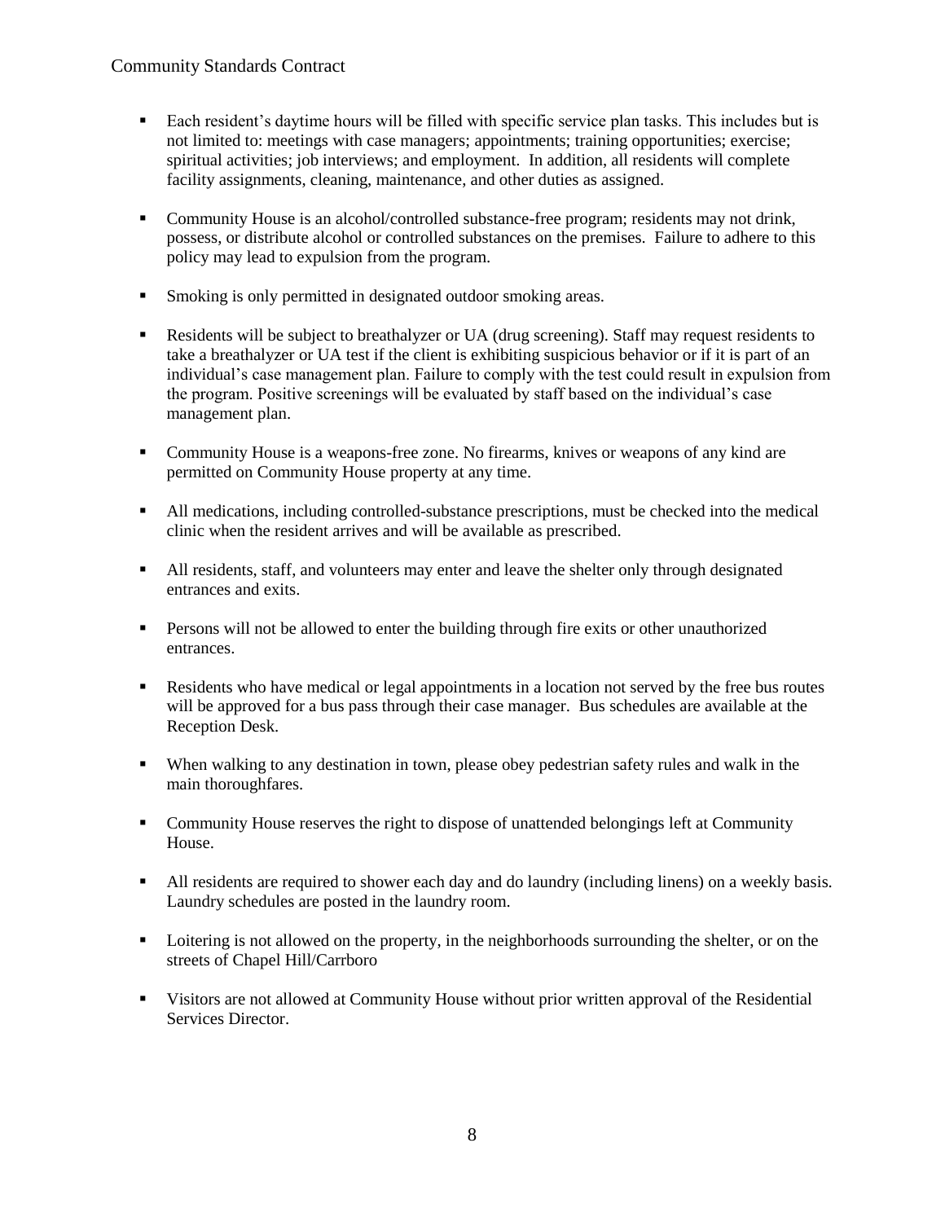- Each resident's daytime hours will be filled with specific service plan tasks. This includes but is not limited to: meetings with case managers; appointments; training opportunities; exercise; spiritual activities; job interviews; and employment. In addition, all residents will complete facility assignments, cleaning, maintenance, and other duties as assigned.

- Community House is an alcohol/controlled substance-free program; residents may not drink, possess, or distribute alcohol or controlled substances on the premises. Failure to adhere to this policy may lead to expulsion from the program.

- Smoking is only permitted in designated outdoor smoking areas.

- Residents will be subject to breathalyzer or UA (drug screening). Staff may request residents to take a breathalyzer or UA test if the client is exhibiting suspicious behavior or if it is part of an individual's case management plan. Failure to comply with the test could result in expulsion from the program. Positive screenings will be evaluated by staff based on the individual's case management plan.

- Community House is a weapons-free zone. No firearms, knives or weapons of any kind are permitted on Community House property at any time.

- All medications, including controlled-substance prescriptions, must be checked into the medical clinic when the resident arrives and will be available as prescribed.

- All residents, staff, and volunteers may enter and leave the shelter only through designated entrances and exits.

- Persons will not be allowed to enter the building through fire exits or other unauthorized entrances.

- Residents who have medical or legal appointments in a location not served by the free bus routes will be approved for a bus pass through their case manager. Bus schedules are available at the Reception Desk.

- When walking to any destination in town, please obey pedestrian safety rules and walk in the main thoroughfares.

- Community House reserves the right to dispose of unattended belongings left at Community House.

- All residents are required to shower each day and do laundry (including linens) on a weekly basis. Laundry schedules are posted in the laundry room.

- Loitering is not allowed on the property, in the neighborhoods surrounding the shelter, or on the streets of Chapel Hill/Carrboro

- Visitors are not allowed at Community House without prior written approval of the Residential Services Director.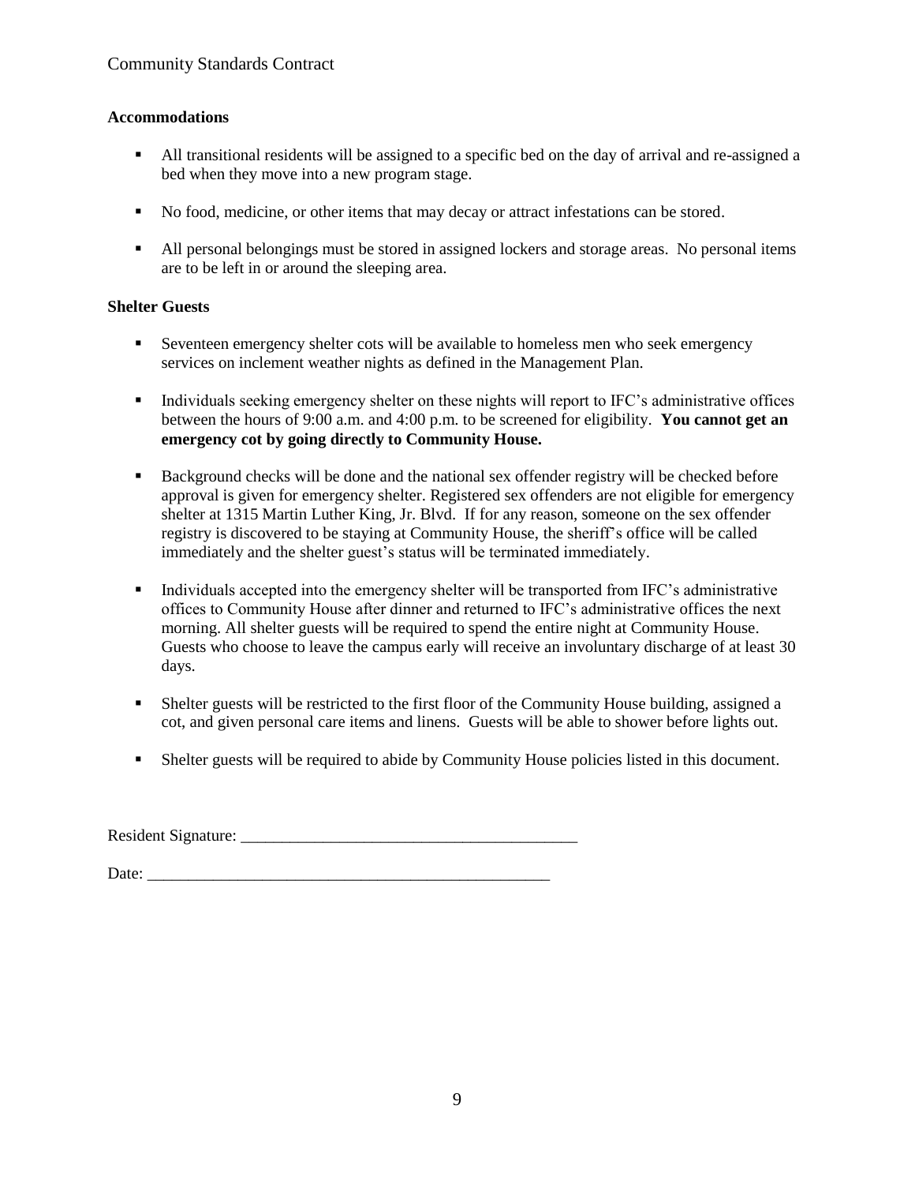**Accommodations**

- All transitional residents will be assigned to a specific bed on the day of arrival and re-assigned a bed when they move into a new program stage.
- No food, medicine, or other items that may decay or attract infestations can be stored.
- All personal belongings must be stored in assigned lockers and storage areas. No personal items are to be left in or around the sleeping area.

**Shelter Guests**

- Seventeen emergency shelter cots will be available to homeless men who seek emergency services on inclement weather nights as defined in the Management Plan.
- Individuals seeking emergency shelter on these nights will report to IFC's administrative offices between the hours of 9:00 a.m. and 4:00 p.m. to be screened for eligibility. **You cannot get an emergency cot by going directly to Community House.**
- Background checks will be done and the national sex offender registry will be checked before approval is given for emergency shelter. Registered sex offenders are not eligible for emergency shelter at 1315 Martin Luther King, Jr. Blvd. If for any reason, someone on the sex offender registry is discovered to be staying at Community House, the sheriff's office will be called immediately and the shelter guest's status will be terminated immediately.
- Individuals accepted into the emergency shelter will be transported from IFC's administrative offices to Community House after dinner and returned to IFC's administrative offices the next morning. All shelter guests will be required to spend the entire night at Community House. Guests who choose to leave the campus early will receive an involuntary discharge of at least 30 days.
- Shelter guests will be restricted to the first floor of the Community House building, assigned a cot, and given personal care items and linens. Guests will be able to shower before lights out.
- Shelter guests will be required to abide by Community House policies listed in this document.

Resident Signature: ________________________________________

Date: __________________________________________________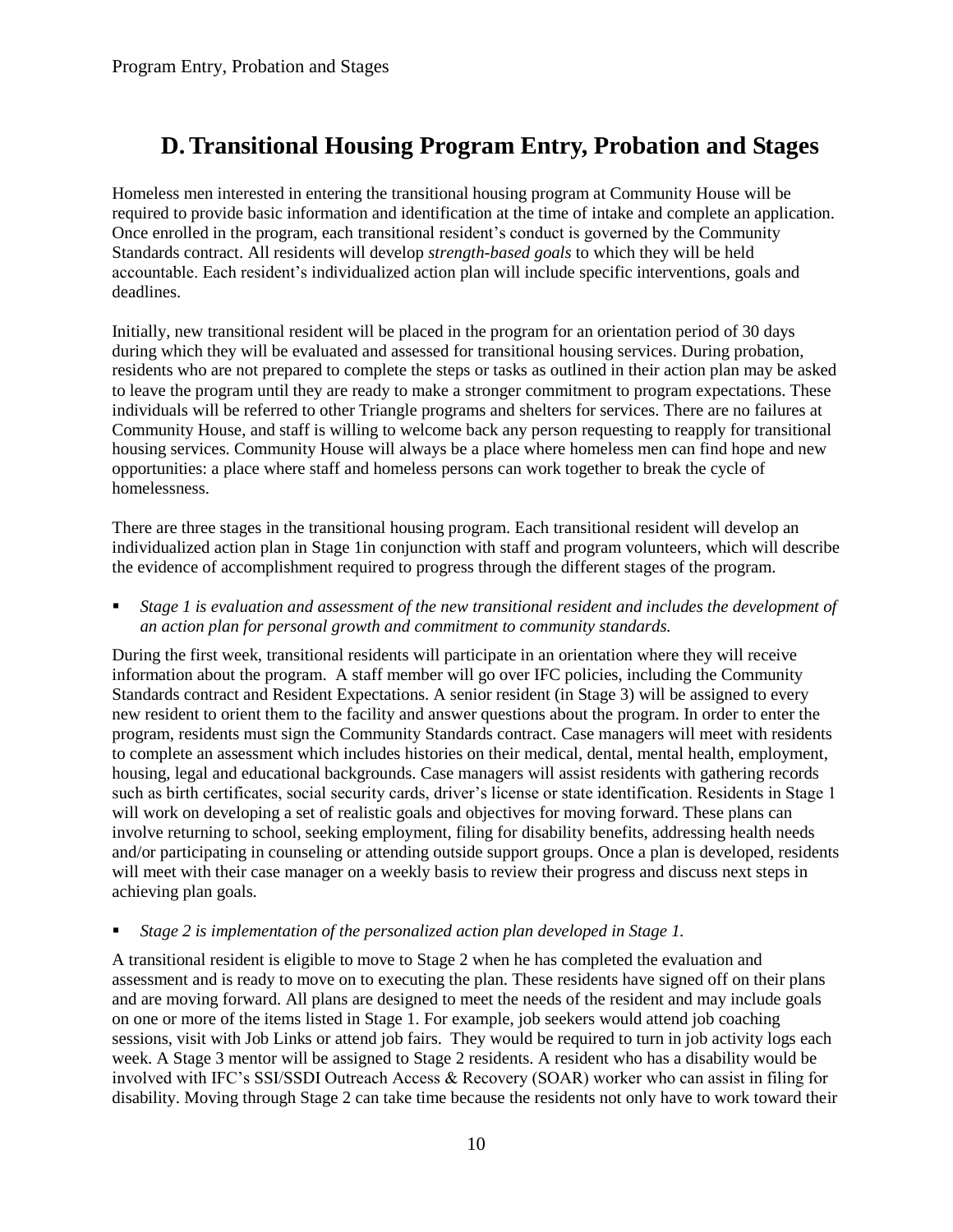# D. Transitional Housing Program Entry, Probation and Stages

Homeless men interested in entering the transitional housing program at Community House will be required to provide basic information and identification at the time of intake and complete an application. Once enrolled in the program, each transitional resident's conduct is governed by the Community Standards contract. All residents will develop *strength-based goals* to which they will be held accountable. Each resident's individualized action plan will include specific interventions, goals and deadlines.

Initially, new transitional resident will be placed in the program for an orientation period of 30 days during which they will be evaluated and assessed for transitional housing services. During probation, residents who are not prepared to complete the steps or tasks as outlined in their action plan may be asked to leave the program until they are ready to make a stronger commitment to program expectations. These individuals will be referred to other Triangle programs and shelters for services. There are no failures at Community House, and staff is willing to welcome back any person requesting to reapply for transitional housing services. Community House will always be a place where homeless men can find hope and new opportunities: a place where staff and homeless persons can work together to break the cycle of homelessness.

There are three stages in the transitional housing program. Each transitional resident will develop an individualized action plan in Stage 1in conjunction with staff and program volunteers, which will describe the evidence of accomplishment required to progress through the different stages of the program.

- *Stage 1 is evaluation and assessment of the new transitional resident and includes the development of an action plan for personal growth and commitment to community standards.*

During the first week, transitional residents will participate in an orientation where they will receive information about the program. A staff member will go over IFC policies, including the Community Standards contract and Resident Expectations. A senior resident (in Stage 3) will be assigned to every new resident to orient them to the facility and answer questions about the program. In order to enter the program, residents must sign the Community Standards contract. Case managers will meet with residents to complete an assessment which includes histories on their medical, dental, mental health, employment, housing, legal and educational backgrounds. Case managers will assist residents with gathering records such as birth certificates, social security cards, driver's license or state identification. Residents in Stage 1 will work on developing a set of realistic goals and objectives for moving forward. These plans can involve returning to school, seeking employment, filing for disability benefits, addressing health needs and/or participating in counseling or attending outside support groups. Once a plan is developed, residents will meet with their case manager on a weekly basis to review their progress and discuss next steps in achieving plan goals.

- *Stage 2 is implementation of the personalized action plan developed in Stage 1.*

A transitional resident is eligible to move to Stage 2 when he has completed the evaluation and assessment and is ready to move on to executing the plan. These residents have signed off on their plans and are moving forward. All plans are designed to meet the needs of the resident and may include goals on one or more of the items listed in Stage 1. For example, job seekers would attend job coaching sessions, visit with Job Links or attend job fairs. They would be required to turn in job activity logs each week. A Stage 3 mentor will be assigned to Stage 2 residents. A resident who has a disability would be involved with IFC's SSI/SSDI Outreach Access & Recovery (SOAR) worker who can assist in filing for disability. Moving through Stage 2 can take time because the residents not only have to work toward their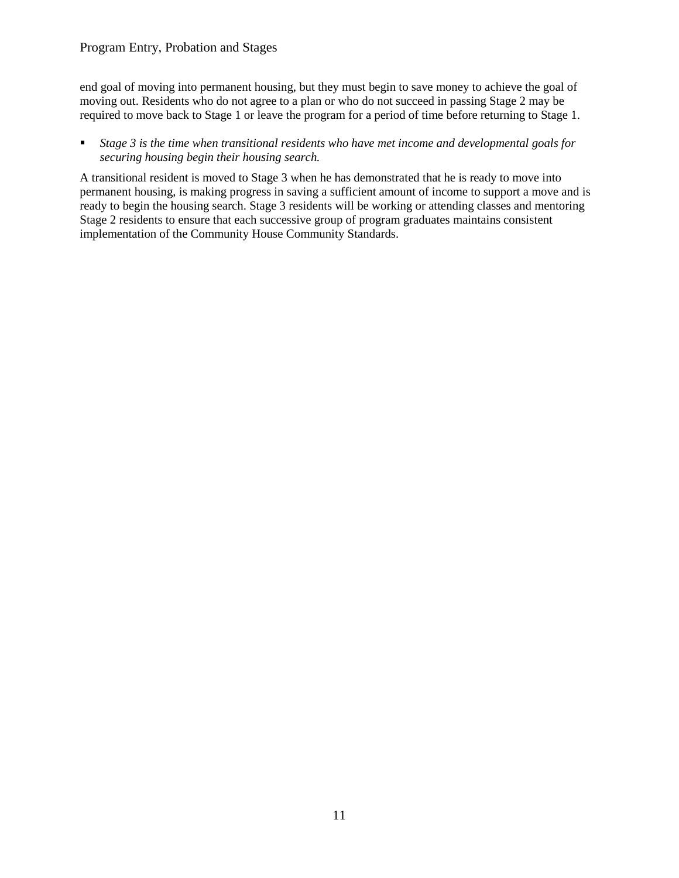end goal of moving into permanent housing, but they must begin to save money to achieve the goal of moving out. Residents who do not agree to a plan or who do not succeed in passing Stage 2 may be required to move back to Stage 1 or leave the program for a period of time before returning to Stage 1.

- *Stage 3 is the time when transitional residents who have met income and developmental goals for securing housing begin their housing search.*

A transitional resident is moved to Stage 3 when he has demonstrated that he is ready to move into permanent housing, is making progress in saving a sufficient amount of income to support a move and is ready to begin the housing search. Stage 3 residents will be working or attending classes and mentoring Stage 2 residents to ensure that each successive group of program graduates maintains consistent implementation of the Community House Community Standards.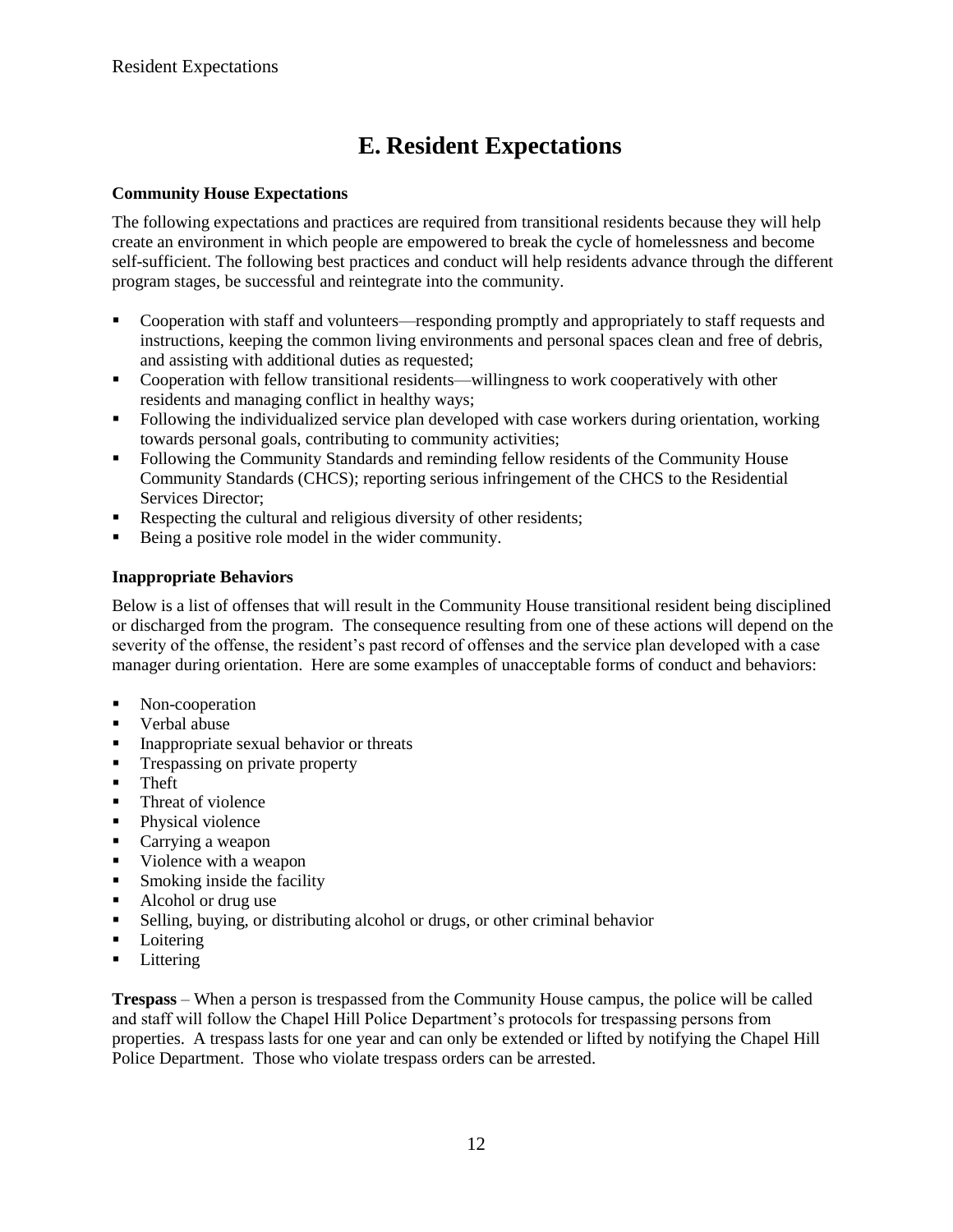# E. Resident Expectations

**Community House Expectations**

The following expectations and practices are required from transitional residents because they will help create an environment in which people are empowered to break the cycle of homelessness and become self-sufficient. The following best practices and conduct will help residents advance through the different program stages, be successful and reintegrate into the community.

- Cooperation with staff and volunteers—responding promptly and appropriately to staff requests and instructions, keeping the common living environments and personal spaces clean and free of debris, and assisting with additional duties as requested;
- Cooperation with fellow transitional residents—willingness to work cooperatively with other residents and managing conflict in healthy ways;
- Following the individualized service plan developed with case workers during orientation, working towards personal goals, contributing to community activities;
- Following the Community Standards and reminding fellow residents of the Community House Community Standards (CHCS); reporting serious infringement of the CHCS to the Residential Services Director;
- Respecting the cultural and religious diversity of other residents;
- Being a positive role model in the wider community.

**Inappropriate Behaviors**

Below is a list of offenses that will result in the Community House transitional resident being disciplined or discharged from the program. The consequence resulting from one of these actions will depend on the severity of the offense, the resident's past record of offenses and the service plan developed with a case manager during orientation. Here are some examples of unacceptable forms of conduct and behaviors:

- Non-cooperation
- Verbal abuse
- Inappropriate sexual behavior or threats
- Trespassing on private property
- Theft
- Threat of violence
- Physical violence
- Carrying a weapon
- Violence with a weapon
- Smoking inside the facility
- Alcohol or drug use
- Selling, buying, or distributing alcohol or drugs, or other criminal behavior
- Loitering
- Littering

**Trespass** – When a person is trespassed from the Community House campus, the police will be called and staff will follow the Chapel Hill Police Department's protocols for trespassing persons from properties. A trespass lasts for one year and can only be extended or lifted by notifying the Chapel Hill Police Department. Those who violate trespass orders can be arrested.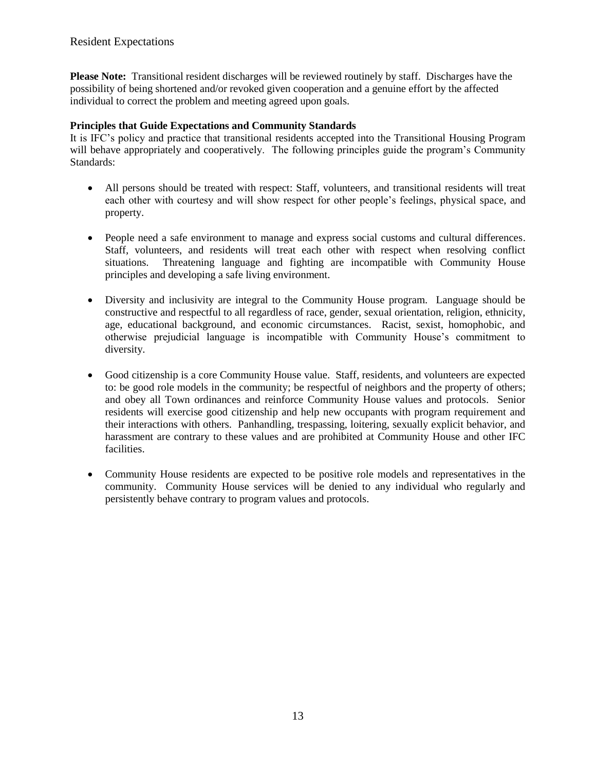Resident Expectations

**Please Note:** Transitional resident discharges will be reviewed routinely by staff. Discharges have the possibility of being shortened and/or revoked given cooperation and a genuine effort by the affected individual to correct the problem and meeting agreed upon goals.

**Principles that Guide Expectations and Community Standards**

It is IFC's policy and practice that transitional residents accepted into the Transitional Housing Program will behave appropriately and cooperatively. The following principles guide the program's Community Standards:

- All persons should be treated with respect: Staff, volunteers, and transitional residents will treat each other with courtesy and will show respect for other people's feelings, physical space, and property.

- People need a safe environment to manage and express social customs and cultural differences. Staff, volunteers, and residents will treat each other with respect when resolving conflict situations. Threatening language and fighting are incompatible with Community House principles and developing a safe living environment.

- Diversity and inclusivity are integral to the Community House program. Language should be constructive and respectful to all regardless of race, gender, sexual orientation, religion, ethnicity, age, educational background, and economic circumstances. Racist, sexist, homophobic, and otherwise prejudicial language is incompatible with Community House's commitment to diversity.

- Good citizenship is a core Community House value. Staff, residents, and volunteers are expected to: be good role models in the community; be respectful of neighbors and the property of others; and obey all Town ordinances and reinforce Community House values and protocols. Senior residents will exercise good citizenship and help new occupants with program requirement and their interactions with others. Panhandling, trespassing, loitering, sexually explicit behavior, and harassment are contrary to these values and are prohibited at Community House and other IFC facilities.

- Community House residents are expected to be positive role models and representatives in the community. Community House services will be denied to any individual who regularly and persistently behave contrary to program values and protocols.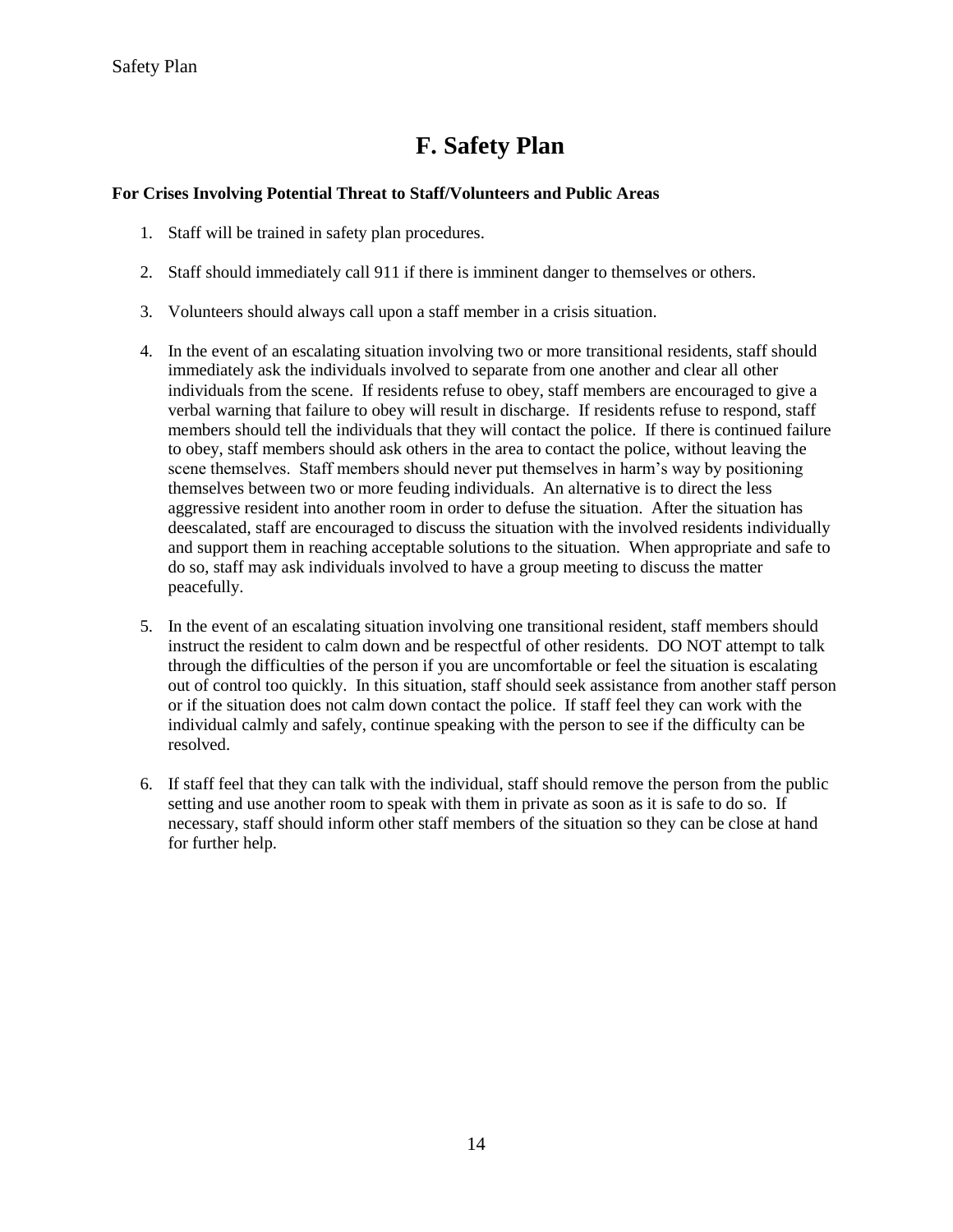# F. Safety Plan

**For Crises Involving Potential Threat to Staff/Volunteers and Public Areas**

1. Staff will be trained in safety plan procedures.

2. Staff should immediately call 911 if there is imminent danger to themselves or others.

3. Volunteers should always call upon a staff member in a crisis situation.

4. In the event of an escalating situation involving two or more transitional residents, staff should immediately ask the individuals involved to separate from one another and clear all other individuals from the scene. If residents refuse to obey, staff members are encouraged to give a verbal warning that failure to obey will result in discharge. If residents refuse to respond, staff members should tell the individuals that they will contact the police. If there is continued failure to obey, staff members should ask others in the area to contact the police, without leaving the scene themselves. Staff members should never put themselves in harm's way by positioning themselves between two or more feuding individuals. An alternative is to direct the less aggressive resident into another room in order to defuse the situation. After the situation has deescalated, staff are encouraged to discuss the situation with the involved residents individually and support them in reaching acceptable solutions to the situation. When appropriate and safe to do so, staff may ask individuals involved to have a group meeting to discuss the matter peacefully.

5. In the event of an escalating situation involving one transitional resident, staff members should instruct the resident to calm down and be respectful of other residents. DO NOT attempt to talk through the difficulties of the person if you are uncomfortable or feel the situation is escalating out of control too quickly. In this situation, staff should seek assistance from another staff person or if the situation does not calm down contact the police. If staff feel they can work with the individual calmly and safely, continue speaking with the person to see if the difficulty can be resolved.

6. If staff feel that they can talk with the individual, staff should remove the person from the public setting and use another room to speak with them in private as soon as it is safe to do so. If necessary, staff should inform other staff members of the situation so they can be close at hand for further help.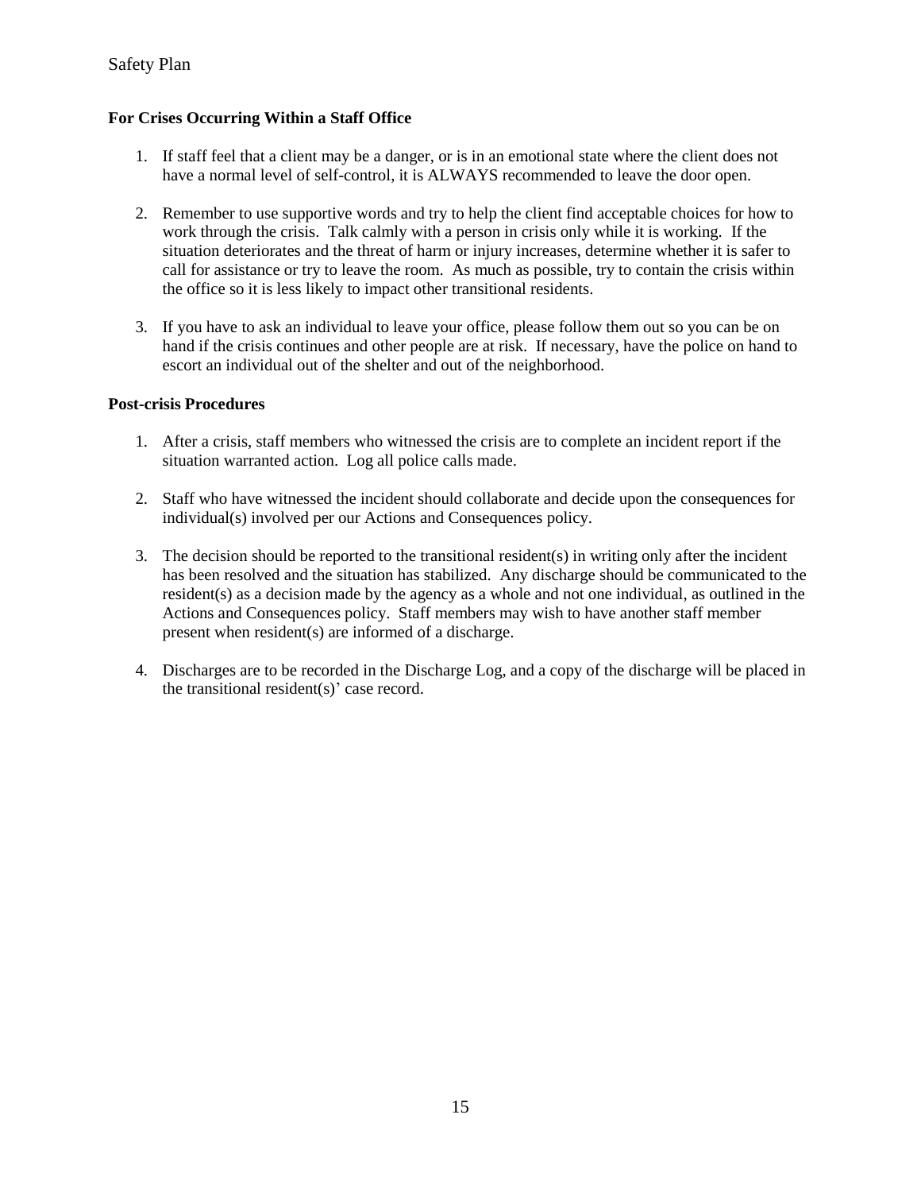### For Crises Occurring Within a Staff Office

1. If staff feel that a client may be a danger, or is in an emotional state where the client does not have a normal level of self-control, it is ALWAYS recommended to leave the door open.

2. Remember to use supportive words and try to help the client find acceptable choices for how to work through the crisis. Talk calmly with a person in crisis only while it is working. If the situation deteriorates and the threat of harm or injury increases, determine whether it is safer to call for assistance or try to leave the room. As much as possible, try to contain the crisis within the office so it is less likely to impact other transitional residents.

3. If you have to ask an individual to leave your office, please follow them out so you can be on hand if the crisis continues and other people are at risk. If necessary, have the police on hand to escort an individual out of the shelter and out of the neighborhood.

### Post-crisis Procedures

1. After a crisis, staff members who witnessed the crisis are to complete an incident report if the situation warranted action. Log all police calls made.

2. Staff who have witnessed the incident should collaborate and decide upon the consequences for individual(s) involved per our Actions and Consequences policy.

3. The decision should be reported to the transitional resident(s) in writing only after the incident has been resolved and the situation has stabilized. Any discharge should be communicated to the resident(s) as a decision made by the agency as a whole and not one individual, as outlined in the Actions and Consequences policy. Staff members may wish to have another staff member present when resident(s) are informed of a discharge.

4. Discharges are to be recorded in the Discharge Log, and a copy of the discharge will be placed in the transitional resident(s)' case record.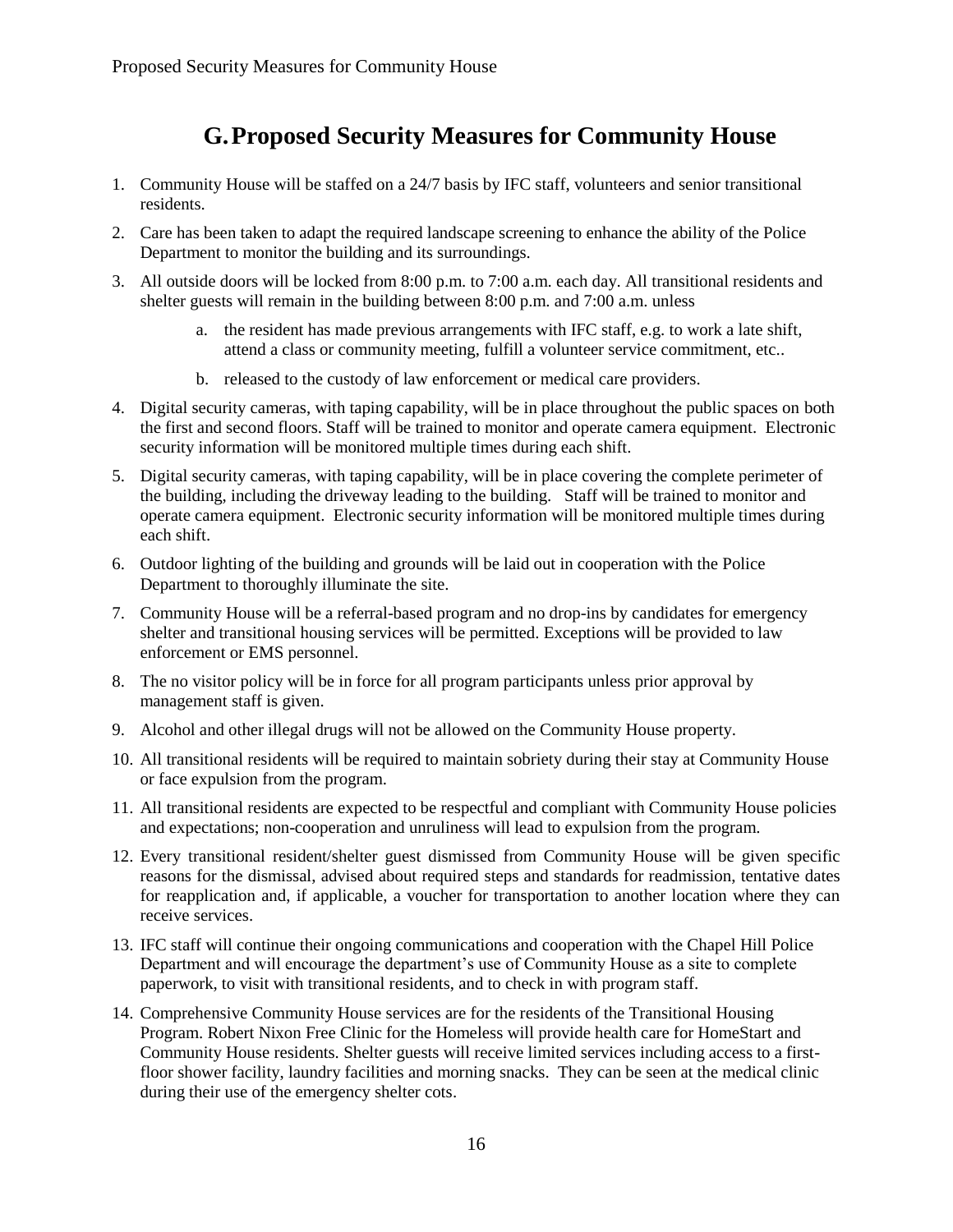# G. Proposed Security Measures for Community House

1. Community House will be staffed on a 24/7 basis by IFC staff, volunteers and senior transitional residents.
2. Care has been taken to adapt the required landscape screening to enhance the ability of the Police Department to monitor the building and its surroundings.
3. All outside doors will be locked from 8:00 p.m. to 7:00 a.m. each day. All transitional residents and shelter guests will remain in the building between 8:00 p.m. and 7:00 a.m. unless
    a. the resident has made previous arrangements with IFC staff, e.g. to work a late shift, attend a class or community meeting, fulfill a volunteer service commitment, etc..
    b. released to the custody of law enforcement or medical care providers.
4. Digital security cameras, with taping capability, will be in place throughout the public spaces on both the first and second floors. Staff will be trained to monitor and operate camera equipment. Electronic security information will be monitored multiple times during each shift.
5. Digital security cameras, with taping capability, will be in place covering the complete perimeter of the building, including the driveway leading to the building. Staff will be trained to monitor and operate camera equipment. Electronic security information will be monitored multiple times during each shift.
6. Outdoor lighting of the building and grounds will be laid out in cooperation with the Police Department to thoroughly illuminate the site.
7. Community House will be a referral-based program and no drop-ins by candidates for emergency shelter and transitional housing services will be permitted. Exceptions will be provided to law enforcement or EMS personnel.
8. The no visitor policy will be in force for all program participants unless prior approval by management staff is given.
9. Alcohol and other illegal drugs will not be allowed on the Community House property.
10. All transitional residents will be required to maintain sobriety during their stay at Community House or face expulsion from the program.
11. All transitional residents are expected to be respectful and compliant with Community House policies and expectations; non-cooperation and unruliness will lead to expulsion from the program.
12. Every transitional resident/shelter guest dismissed from Community House will be given specific reasons for the dismissal, advised about required steps and standards for readmission, tentative dates for reapplication and, if applicable, a voucher for transportation to another location where they can receive services.
13. IFC staff will continue their ongoing communications and cooperation with the Chapel Hill Police Department and will encourage the department's use of Community House as a site to complete paperwork, to visit with transitional residents, and to check in with program staff.
14. Comprehensive Community House services are for the residents of the Transitional Housing Program. Robert Nixon Free Clinic for the Homeless will provide health care for HomeStart and Community House residents. Shelter guests will receive limited services including access to a first-floor shower facility, laundry facilities and morning snacks. They can be seen at the medical clinic during their use of the emergency shelter cots.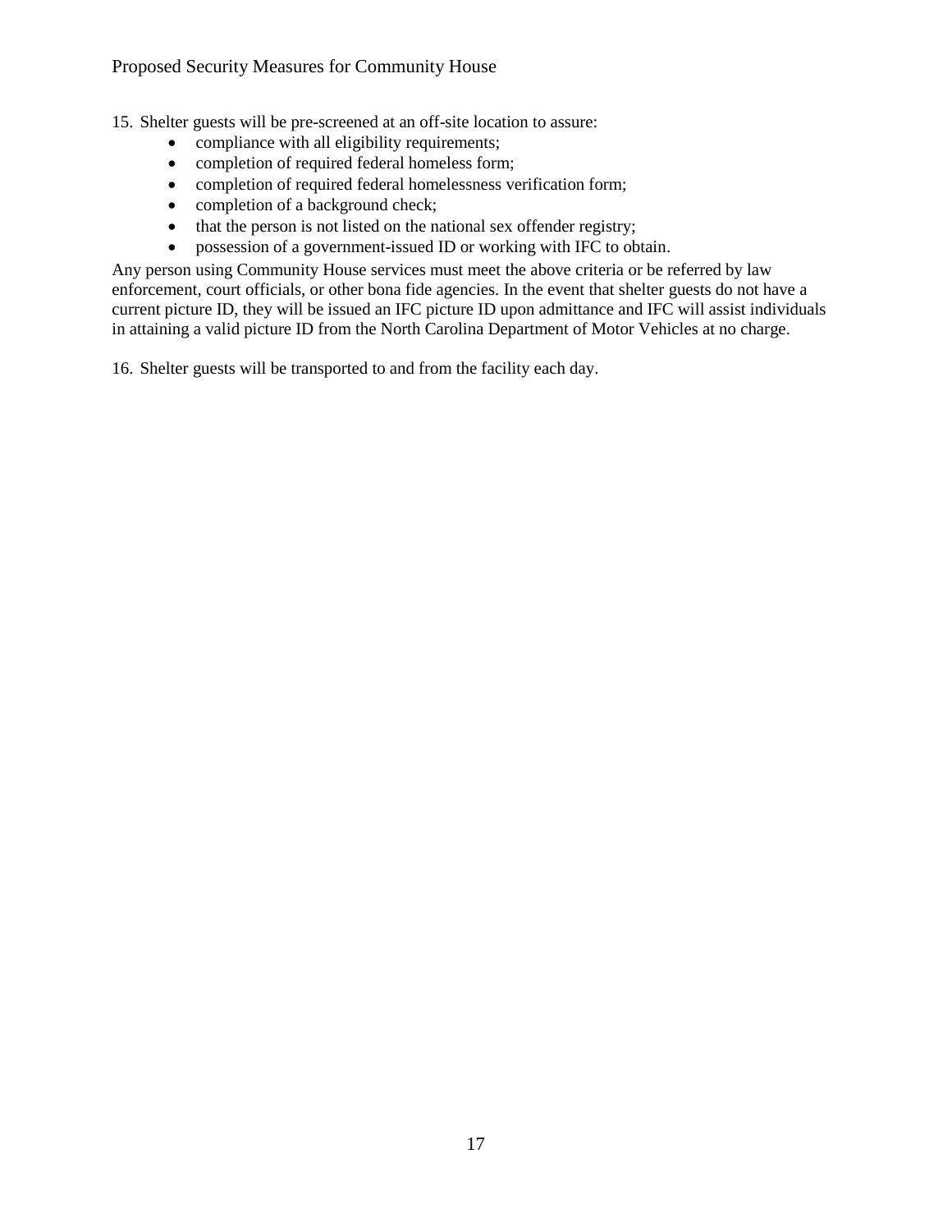15. Shelter guests will be pre-screened at an off-site location to assure:
    - compliance with all eligibility requirements;
    - completion of required federal homeless form;
    - completion of required federal homelessness verification form;
    - completion of a background check;
    - that the person is not listed on the national sex offender registry;
    - possession of a government-issued ID or working with IFC to obtain.

Any person using Community House services must meet the above criteria or be referred by law enforcement, court officials, or other bona fide agencies. In the event that shelter guests do not have a current picture ID, they will be issued an IFC picture ID upon admittance and IFC will assist individuals in attaining a valid picture ID from the North Carolina Department of Motor Vehicles at no charge.

16. Shelter guests will be transported to and from the facility each day.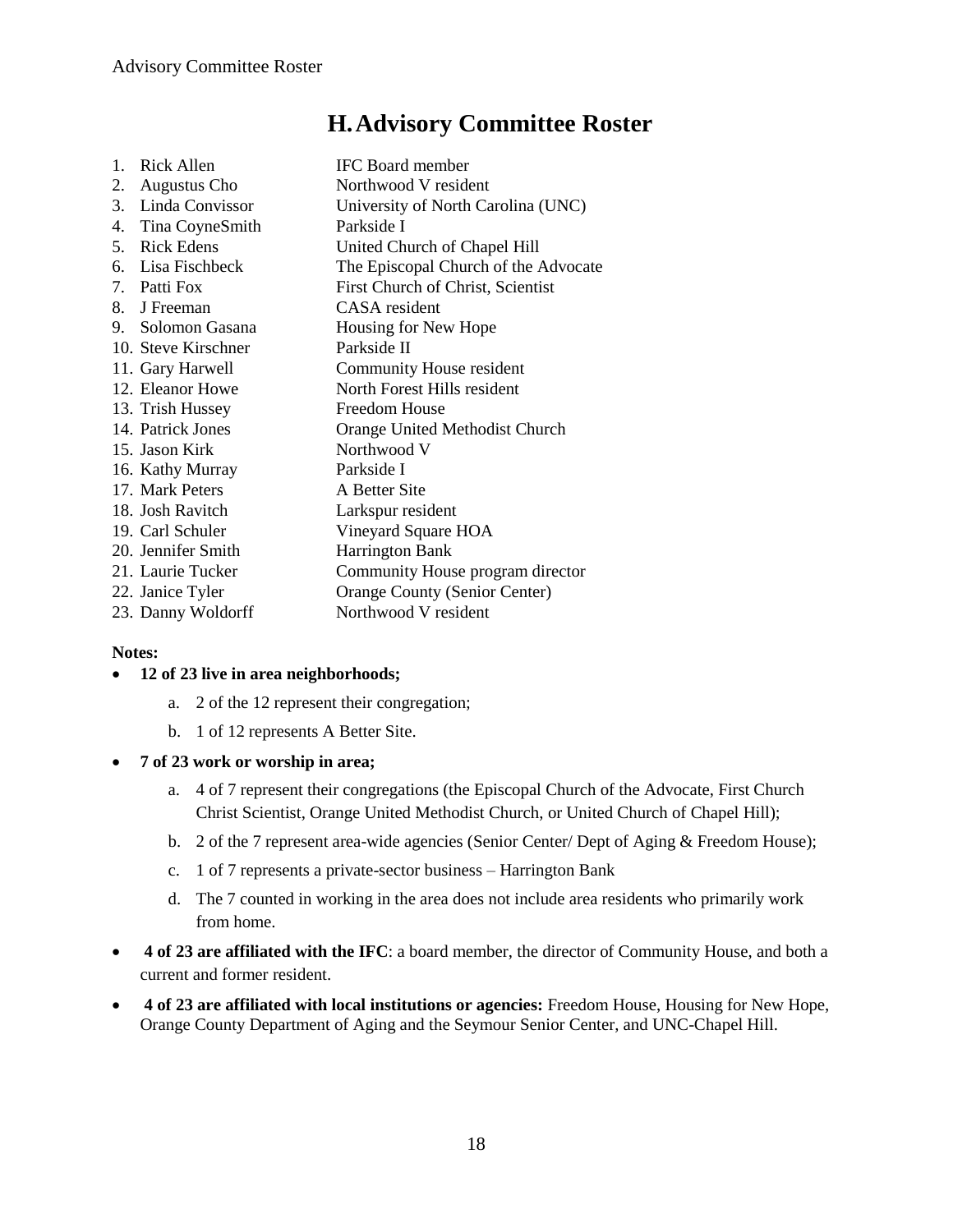# H. Advisory Committee Roster

1. Rick Allen — IFC Board member
2. Augustus Cho — Northwood V resident
3. Linda Convissor — University of North Carolina (UNC)
4. Tina CoyneSmith — Parkside I
5. Rick Edens — United Church of Chapel Hill
6. Lisa Fischbeck — The Episcopal Church of the Advocate
7. Patti Fox — First Church of Christ, Scientist
8. J Freeman — CASA resident
9. Solomon Gasana — Housing for New Hope
10. Steve Kirschner — Parkside II
11. Gary Harwell — Community House resident
12. Eleanor Howe — North Forest Hills resident
13. Trish Hussey — Freedom House
14. Patrick Jones — Orange United Methodist Church
15. Jason Kirk — Northwood V
16. Kathy Murray — Parkside I
17. Mark Peters — A Better Site
18. Josh Ravitch — Larkspur resident
19. Carl Schuler — Vineyard Square HOA
20. Jennifer Smith — Harrington Bank
21. Laurie Tucker — Community House program director
22. Janice Tyler — Orange County (Senior Center)
23. Danny Woldorff — Northwood V resident

**Notes:**

- **12 of 23 live in area neighborhoods;**
  a. 2 of the 12 represent their congregation;
  b. 1 of 12 represents A Better Site.
- **7 of 23 work or worship in area;**
  a. 4 of 7 represent their congregations (the Episcopal Church of the Advocate, First Church Christ Scientist, Orange United Methodist Church, or United Church of Chapel Hill);
  b. 2 of the 7 represent area-wide agencies (Senior Center/ Dept of Aging & Freedom House);
  c. 1 of 7 represents a private-sector business – Harrington Bank
  d. The 7 counted in working in the area does not include area residents who primarily work from home.
- **4 of 23 are affiliated with the IFC**: a board member, the director of Community House, and both a current and former resident.
- **4 of 23 are affiliated with local institutions or agencies:** Freedom House, Housing for New Hope, Orange County Department of Aging and the Seymour Senior Center, and UNC-Chapel Hill.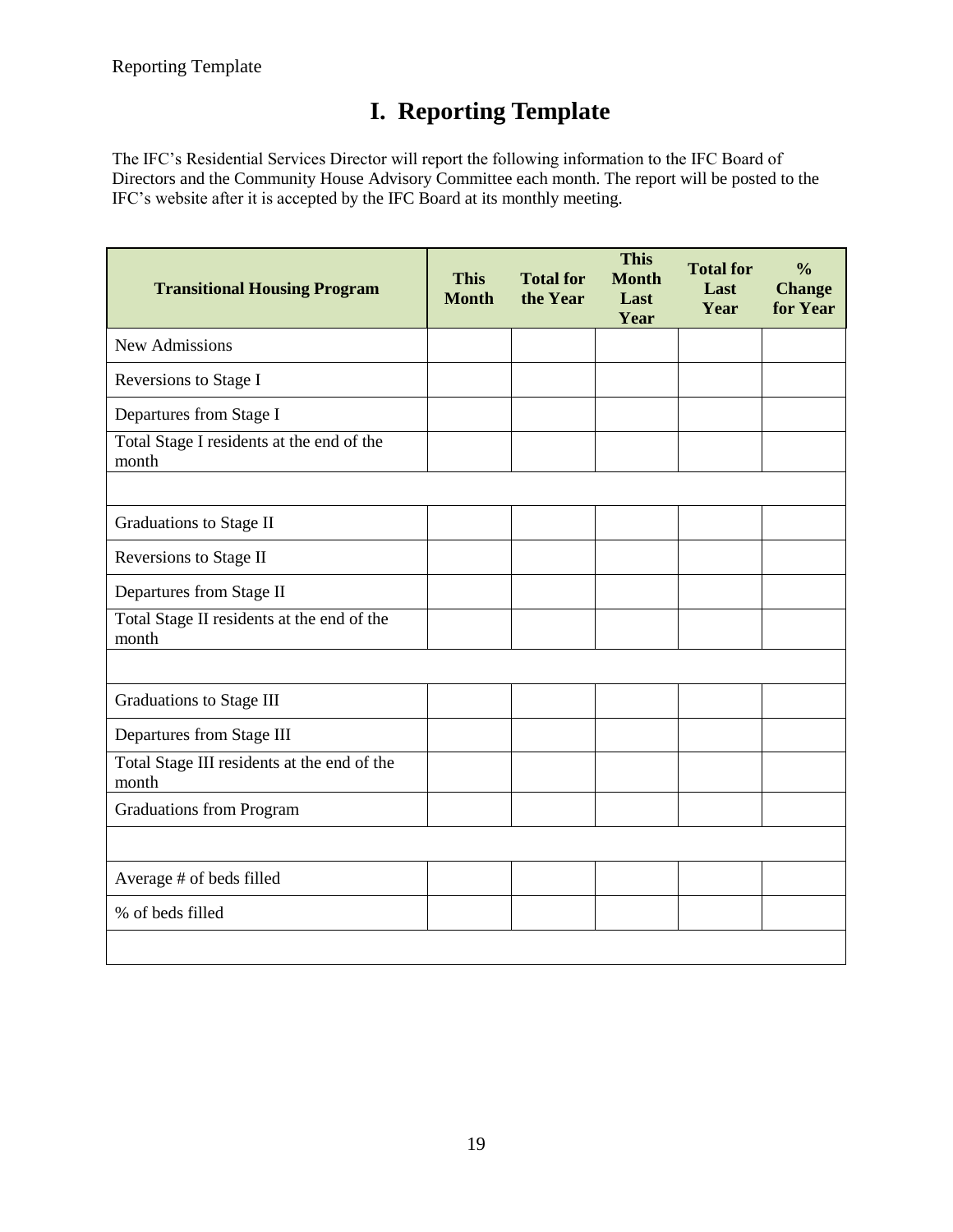# I. Reporting Template

The IFC's Residential Services Director will report the following information to the IFC Board of Directors and the Community House Advisory Committee each month. The report will be posted to the IFC's website after it is accepted by the IFC Board at its monthly meeting.

| Transitional Housing Program | This Month | Total for the Year | This Month Last Year | Total for Last Year | % Change for Year |
|---|---|---|---|---|---|
| New Admissions | | | | | |
| Reversions to Stage I | | | | | |
| Departures from Stage I | | | | | |
| Total Stage I residents at the end of the month | | | | | |
| | | | | | |
| Graduations to Stage II | | | | | |
| Reversions to Stage II | | | | | |
| Departures from Stage II | | | | | |
| Total Stage II residents at the end of the month | | | | | |
| | | | | | |
| Graduations to Stage III | | | | | |
| Departures from Stage III | | | | | |
| Total Stage III residents at the end of the month | | | | | |
| Graduations from Program | | | | | |
| | | | | | |
| Average # of beds filled | | | | | |
| % of beds filled | | | | | |
| | | | | | |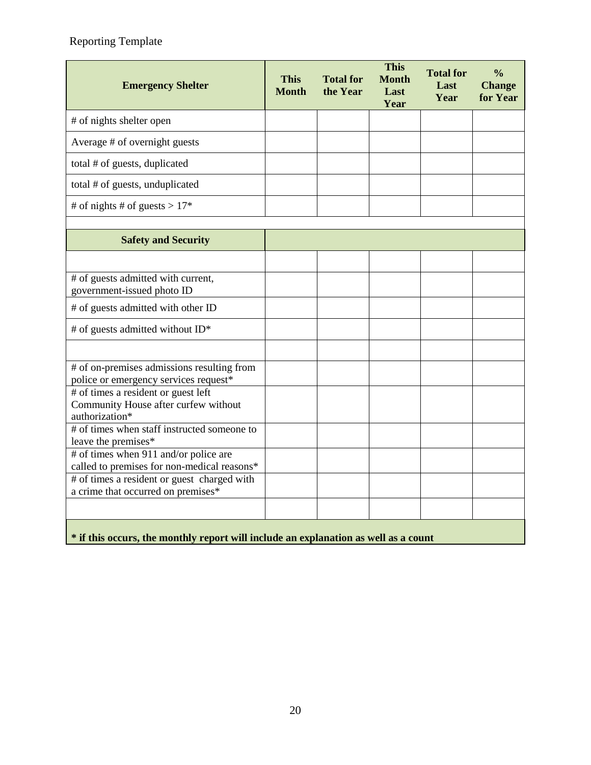Reporting Template

| Emergency Shelter | This Month | Total for the Year | This Month Last Year | Total for Last Year | % Change for Year |
|---|---|---|---|---|---|
| # of nights shelter open | | | | | |
| Average # of overnight guests | | | | | |
| total # of guests, duplicated | | | | | |
| total # of guests, unduplicated | | | | | |
| # of nights # of guests > 17* | | | | | |
| | | | | | |
| **Safety and Security** | | | | | |
| | | | | | |
| # of guests admitted with current, government-issued photo ID | | | | | |
| # of guests admitted with other ID | | | | | |
| # of guests admitted without ID* | | | | | |
| | | | | | |
| # of on-premises admissions resulting from police or emergency services request* | | | | | |
| # of times a resident or guest left Community House after curfew without authorization* | | | | | |
| # of times when staff instructed someone to leave the premises* | | | | | |
| # of times when 911 and/or police are called to premises for non-medical reasons* | | | | | |
| # of times a resident or guest charged with a crime that occurred on premises* | | | | | |
| | | | | | |

**\* if this occurs, the monthly report will include an explanation as well as a count**